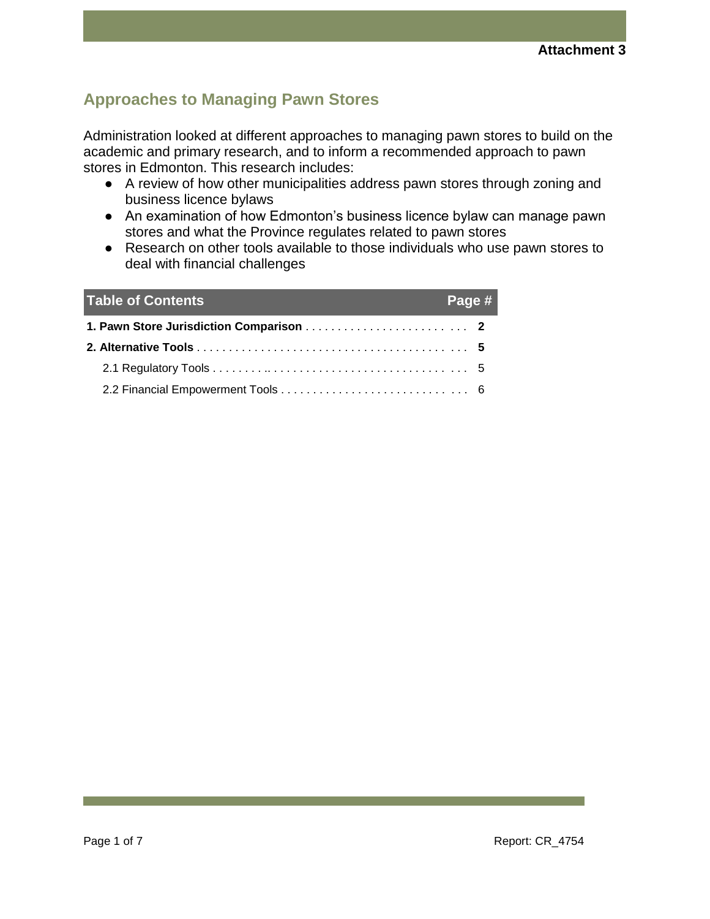Attachment 3

# Approaches to Managing Pawn Stores

Administration looked at different approaches to managing pawn stores to build on the academic and primary research, and to inform a recommended approach to pawn stores in Edmonton. This research includes:

- A review of how other municipalities address pawn stores through zoning and business licence bylaws
- An examination of how Edmonton's business licence bylaw can manage pawn stores and what the Province regulates related to pawn stores
- Research on other tools available to those individuals who use pawn stores to deal with financial challenges

| Table of Contents | Page # |
| --- | --- |
| **1. Pawn Store Jurisdiction Comparison** | **2** |
| **2. Alternative Tools** | **5** |
| 2.1 Regulatory Tools | 5 |
| 2.2 Financial Empowerment Tools | 6 |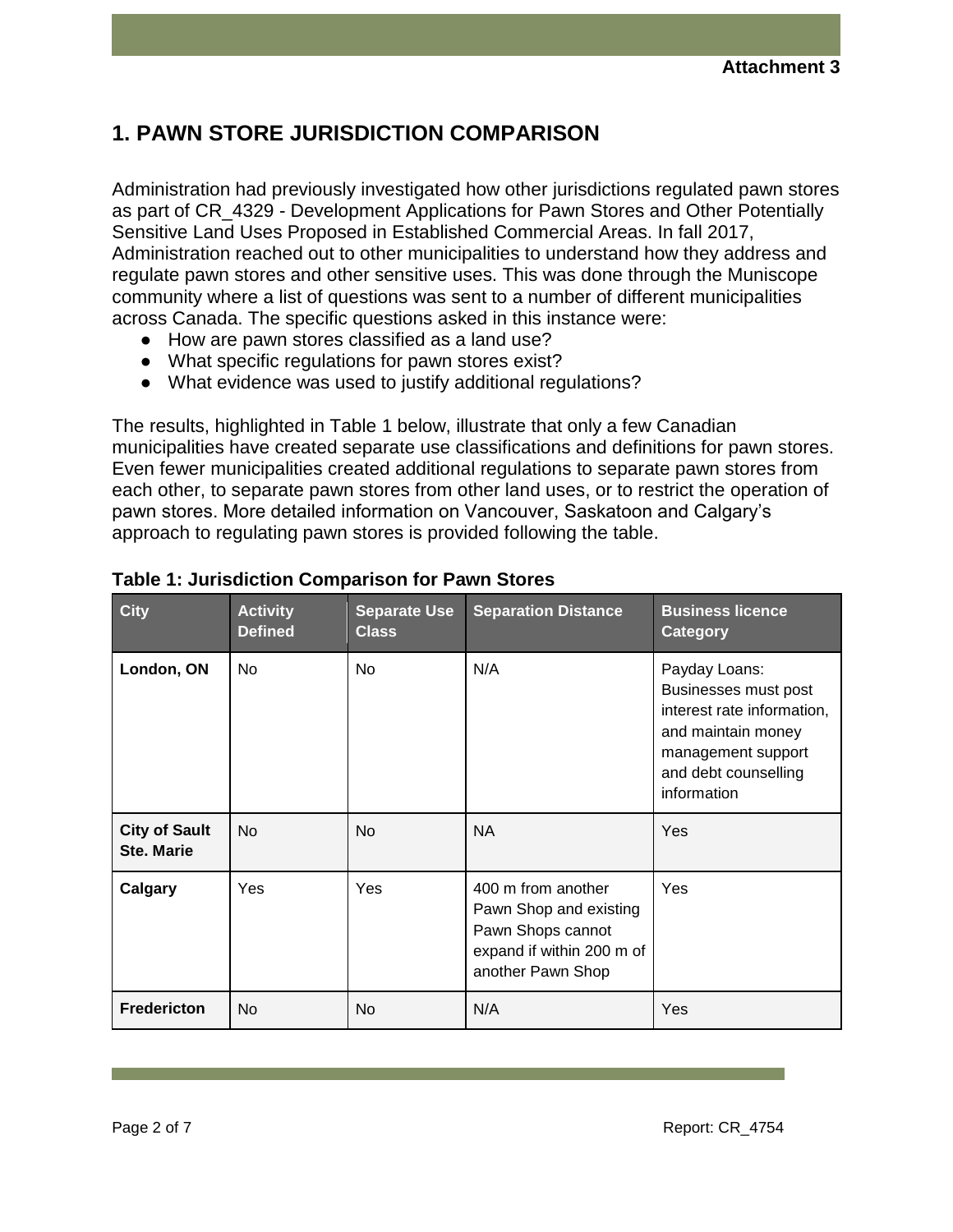**Attachment 3**

## 1. PAWN STORE JURISDICTION COMPARISON

Administration had previously investigated how other jurisdictions regulated pawn stores as part of CR_4329 - Development Applications for Pawn Stores and Other Potentially Sensitive Land Uses Proposed in Established Commercial Areas. In fall 2017, Administration reached out to other municipalities to understand how they address and regulate pawn stores and other sensitive uses. This was done through the Muniscope community where a list of questions was sent to a number of different municipalities across Canada. The specific questions asked in this instance were:

- How are pawn stores classified as a land use?
- What specific regulations for pawn stores exist?
- What evidence was used to justify additional regulations?

The results, highlighted in Table 1 below, illustrate that only a few Canadian municipalities have created separate use classifications and definitions for pawn stores. Even fewer municipalities created additional regulations to separate pawn stores from each other, to separate pawn stores from other land uses, or to restrict the operation of pawn stores. More detailed information on Vancouver, Saskatoon and Calgary's approach to regulating pawn stores is provided following the table.

**Table 1: Jurisdiction Comparison for Pawn Stores**

| City | Activity Defined | Separate Use Class | Separation Distance | Business licence Category |
|---|---|---|---|---|
| **London, ON** | No | No | N/A | Payday Loans: Businesses must post interest rate information, and maintain money management support and debt counselling information |
| **City of Sault Ste. Marie** | No | No | NA | Yes |
| **Calgary** | Yes | Yes | 400 m from another Pawn Shop and existing Pawn Shops cannot expand if within 200 m of another Pawn Shop | Yes |
| **Fredericton** | No | No | N/A | Yes |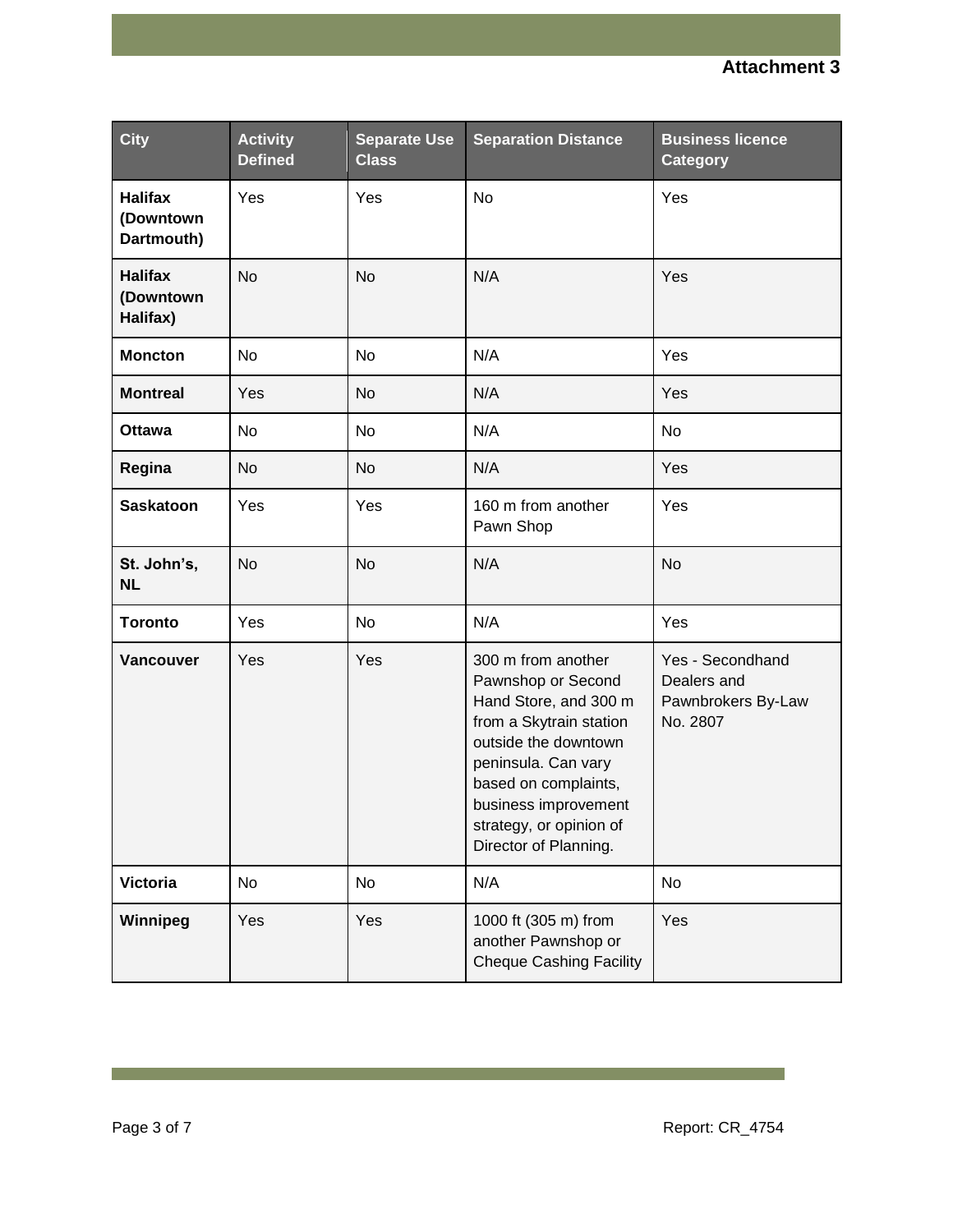**Attachment 3**

| City | Activity Defined | Separate Use Class | Separation Distance | Business licence Category |
|---|---|---|---|---|
| **Halifax (Downtown Dartmouth)** | Yes | Yes | No | Yes |
| **Halifax (Downtown Halifax)** | No | No | N/A | Yes |
| **Moncton** | No | No | N/A | Yes |
| **Montreal** | Yes | No | N/A | Yes |
| **Ottawa** | No | No | N/A | No |
| **Regina** | No | No | N/A | Yes |
| **Saskatoon** | Yes | Yes | 160 m from another Pawn Shop | Yes |
| **St. John's, NL** | No | No | N/A | No |
| **Toronto** | Yes | No | N/A | Yes |
| **Vancouver** | Yes | Yes | 300 m from another Pawnshop or Second Hand Store, and 300 m from a Skytrain station outside the downtown peninsula. Can vary based on complaints, business improvement strategy, or opinion of Director of Planning. | Yes - Secondhand Dealers and Pawnbrokers By-Law No. 2807 |
| **Victoria** | No | No | N/A | No |
| **Winnipeg** | Yes | Yes | 1000 ft (305 m) from another Pawnshop or Cheque Cashing Facility | Yes |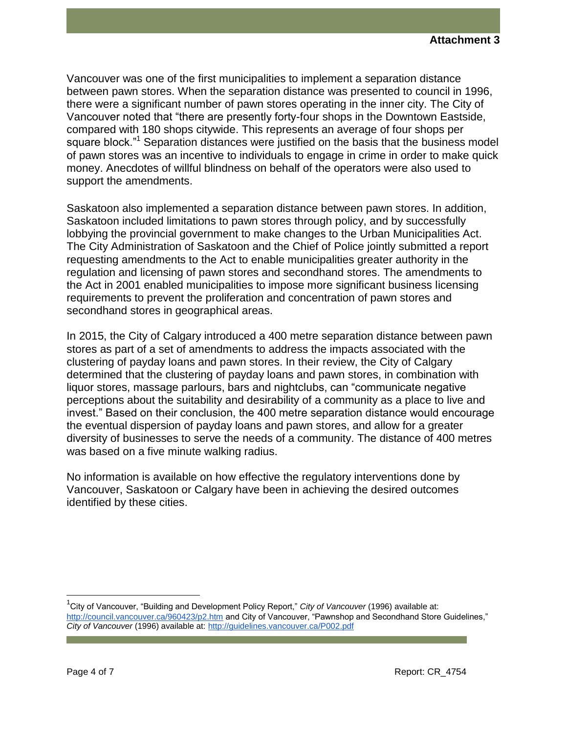**Attachment 3**

Vancouver was one of the first municipalities to implement a separation distance between pawn stores. When the separation distance was presented to council in 1996, there were a significant number of pawn stores operating in the inner city. The City of Vancouver noted that "there are presently forty-four shops in the Downtown Eastside, compared with 180 shops citywide. This represents an average of four shops per square block."[1] Separation distances were justified on the basis that the business model of pawn stores was an incentive to individuals to engage in crime in order to make quick money. Anecdotes of willful blindness on behalf of the operators were also used to support the amendments.

Saskatoon also implemented a separation distance between pawn stores. In addition, Saskatoon included limitations to pawn stores through policy, and by successfully lobbying the provincial government to make changes to the Urban Municipalities Act. The City Administration of Saskatoon and the Chief of Police jointly submitted a report requesting amendments to the Act to enable municipalities greater authority in the regulation and licensing of pawn stores and secondhand stores. The amendments to the Act in 2001 enabled municipalities to impose more significant business licensing requirements to prevent the proliferation and concentration of pawn stores and secondhand stores in geographical areas.

In 2015, the City of Calgary introduced a 400 metre separation distance between pawn stores as part of a set of amendments to address the impacts associated with the clustering of payday loans and pawn stores. In their review, the City of Calgary determined that the clustering of payday loans and pawn stores, in combination with liquor stores, massage parlours, bars and nightclubs, can "communicate negative perceptions about the suitability and desirability of a community as a place to live and invest." Based on their conclusion, the 400 metre separation distance would encourage the eventual dispersion of payday loans and pawn stores, and allow for a greater diversity of businesses to serve the needs of a community. The distance of 400 metres was based on a five minute walking radius.

No information is available on how effective the regulatory interventions done by Vancouver, Saskatoon or Calgary have been in achieving the desired outcomes identified by these cities.

---

[1] City of Vancouver, "Building and Development Policy Report," *City of Vancouver* (1996) available at: http://council.vancouver.ca/960423/p2.htm and City of Vancouver, "Pawnshop and Secondhand Store Guidelines," *City of Vancouver* (1996) available at: http://guidelines.vancouver.ca/P002.pdf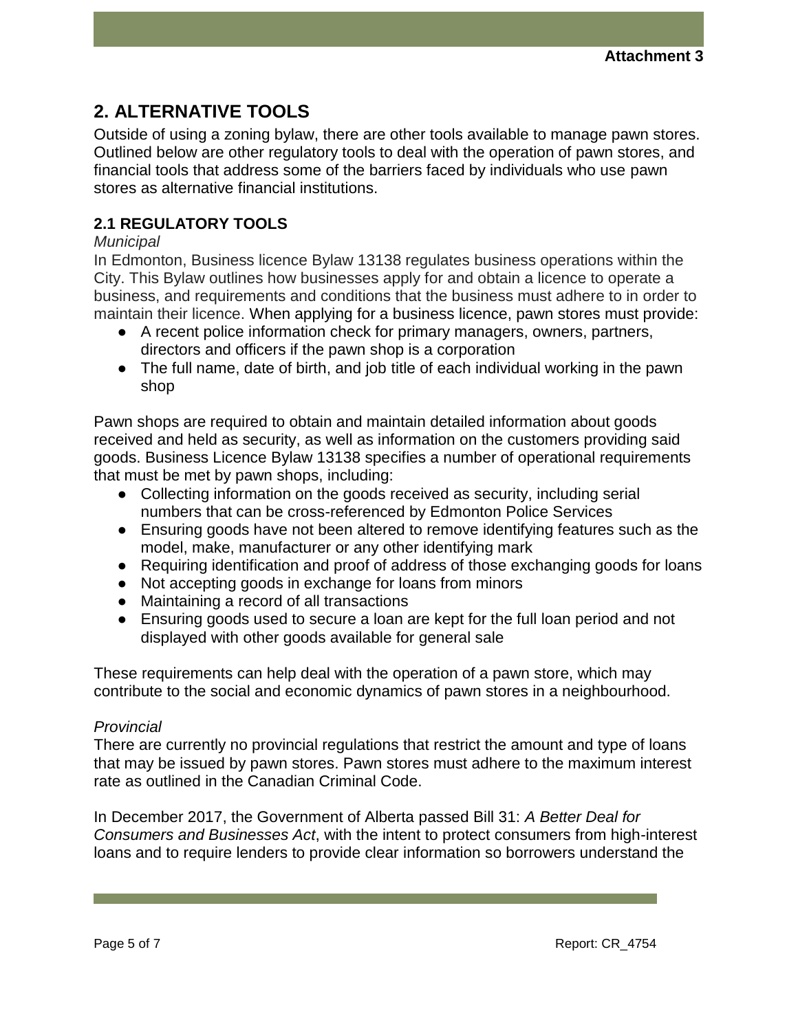## 2. ALTERNATIVE TOOLS

Outside of using a zoning bylaw, there are other tools available to manage pawn stores. Outlined below are other regulatory tools to deal with the operation of pawn stores, and financial tools that address some of the barriers faced by individuals who use pawn stores as alternative financial institutions.

### 2.1 REGULATORY TOOLS

*Municipal*

In Edmonton, Business licence Bylaw 13138 regulates business operations within the City. This Bylaw outlines how businesses apply for and obtain a licence to operate a business, and requirements and conditions that the business must adhere to in order to maintain their licence. When applying for a business licence, pawn stores must provide:

- A recent police information check for primary managers, owners, partners, directors and officers if the pawn shop is a corporation
- The full name, date of birth, and job title of each individual working in the pawn shop

Pawn shops are required to obtain and maintain detailed information about goods received and held as security, as well as information on the customers providing said goods. Business Licence Bylaw 13138 specifies a number of operational requirements that must be met by pawn shops, including:

- Collecting information on the goods received as security, including serial numbers that can be cross-referenced by Edmonton Police Services
- Ensuring goods have not been altered to remove identifying features such as the model, make, manufacturer or any other identifying mark
- Requiring identification and proof of address of those exchanging goods for loans
- Not accepting goods in exchange for loans from minors
- Maintaining a record of all transactions
- Ensuring goods used to secure a loan are kept for the full loan period and not displayed with other goods available for general sale

These requirements can help deal with the operation of a pawn store, which may contribute to the social and economic dynamics of pawn stores in a neighbourhood.

*Provincial*

There are currently no provincial regulations that restrict the amount and type of loans that may be issued by pawn stores. Pawn stores must adhere to the maximum interest rate as outlined in the Canadian Criminal Code.

In December 2017, the Government of Alberta passed Bill 31: *A Better Deal for Consumers and Businesses Act*, with the intent to protect consumers from high-interest loans and to require lenders to provide clear information so borrowers understand the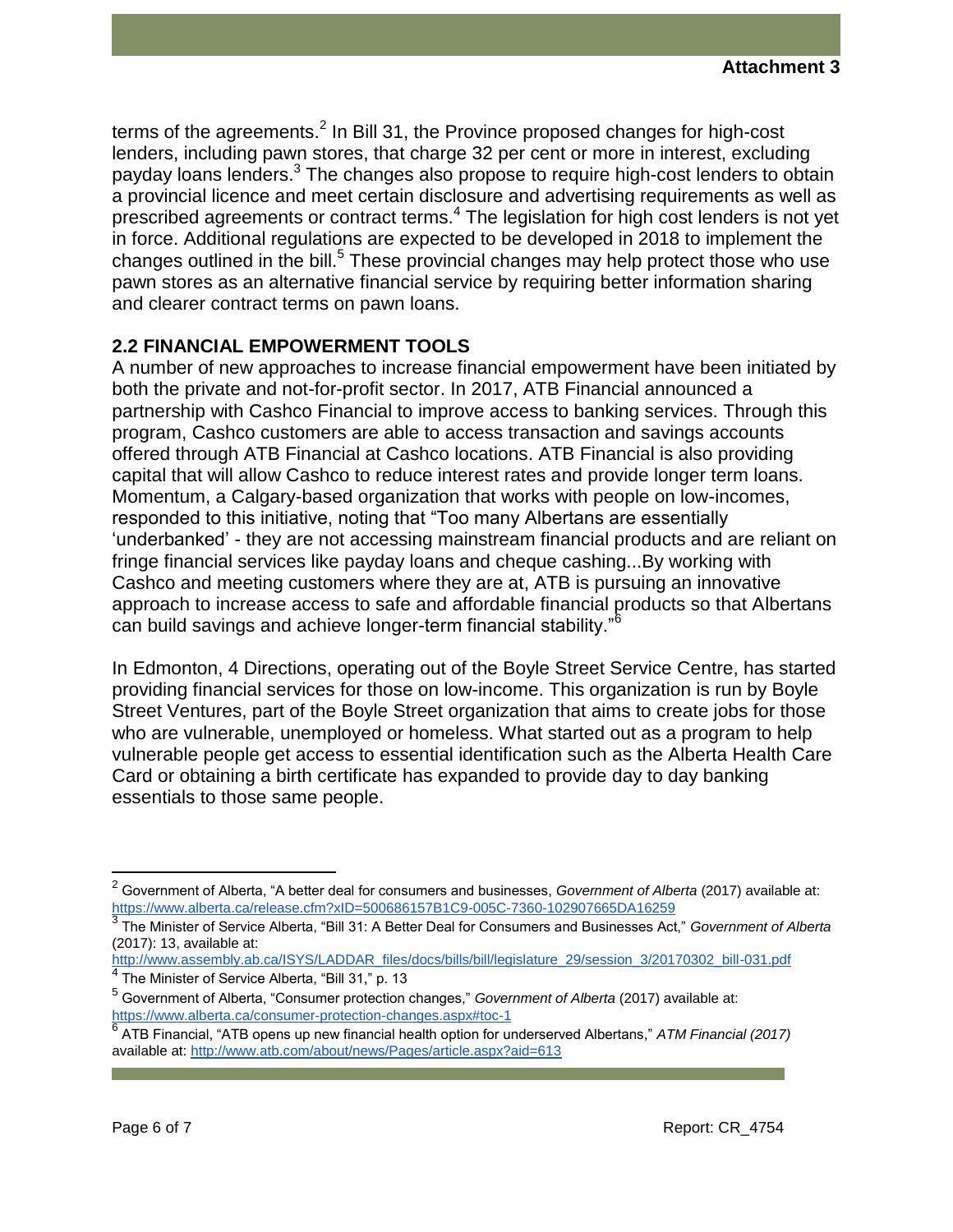terms of the agreements.[2] In Bill 31, the Province proposed changes for high-cost lenders, including pawn stores, that charge 32 per cent or more in interest, excluding payday loans lenders.[3] The changes also propose to require high-cost lenders to obtain a provincial licence and meet certain disclosure and advertising requirements as well as prescribed agreements or contract terms.[4] The legislation for high cost lenders is not yet in force. Additional regulations are expected to be developed in 2018 to implement the changes outlined in the bill.[5] These provincial changes may help protect those who use pawn stores as an alternative financial service by requiring better information sharing and clearer contract terms on pawn loans.

## 2.2 FINANCIAL EMPOWERMENT TOOLS

A number of new approaches to increase financial empowerment have been initiated by both the private and not-for-profit sector. In 2017, ATB Financial announced a partnership with Cashco Financial to improve access to banking services. Through this program, Cashco customers are able to access transaction and savings accounts offered through ATB Financial at Cashco locations. ATB Financial is also providing capital that will allow Cashco to reduce interest rates and provide longer term loans. Momentum, a Calgary-based organization that works with people on low-incomes, responded to this initiative, noting that "Too many Albertans are essentially 'underbanked' - they are not accessing mainstream financial products and are reliant on fringe financial services like payday loans and cheque cashing...By working with Cashco and meeting customers where they are at, ATB is pursuing an innovative approach to increase access to safe and affordable financial products so that Albertans can build savings and achieve longer-term financial stability."[6]

In Edmonton, 4 Directions, operating out of the Boyle Street Service Centre, has started providing financial services for those on low-income. This organization is run by Boyle Street Ventures, part of the Boyle Street organization that aims to create jobs for those who are vulnerable, unemployed or homeless. What started out as a program to help vulnerable people get access to essential identification such as the Alberta Health Care Card or obtaining a birth certificate has expanded to provide day to day banking essentials to those same people.

---

[2] Government of Alberta, "A better deal for consumers and businesses, *Government of Alberta* (2017) available at: https://www.alberta.ca/release.cfm?xID=500686157B1C9-005C-7360-102907665DA16259

[3] The Minister of Service Alberta, "Bill 31: A Better Deal for Consumers and Businesses Act," *Government of Alberta* (2017): 13, available at: http://www.assembly.ab.ca/ISYS/LADDAR_files/docs/bills/bill/legislature_29/session_3/20170302_bill-031.pdf

[4] The Minister of Service Alberta, "Bill 31," p. 13

[5] Government of Alberta, "Consumer protection changes," *Government of Alberta* (2017) available at: https://www.alberta.ca/consumer-protection-changes.aspx#toc-1

[6] ATB Financial, "ATB opens up new financial health option for underserved Albertans," *ATM Financial (2017)* available at: http://www.atb.com/about/news/Pages/article.aspx?aid=613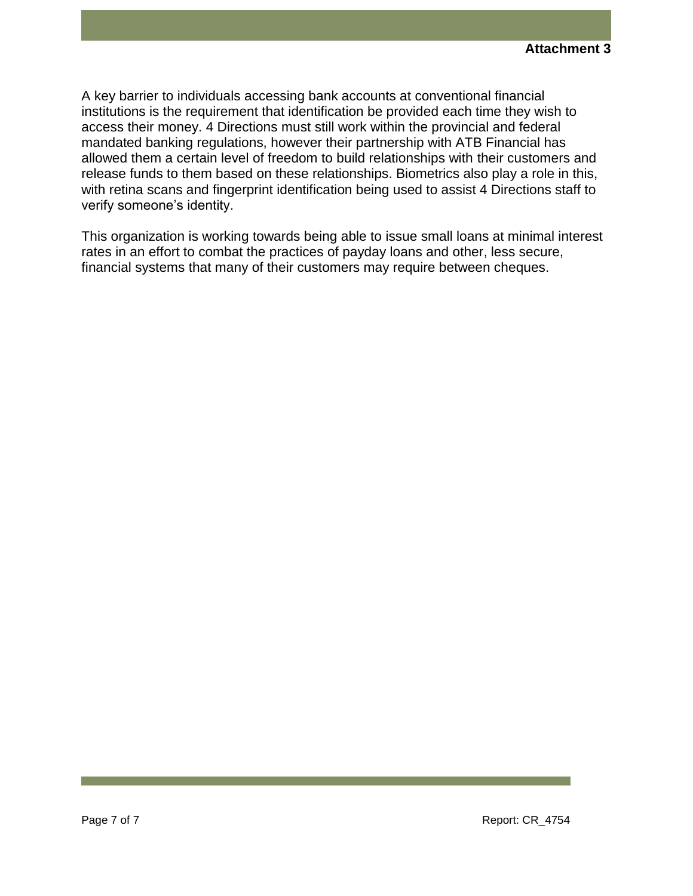A key barrier to individuals accessing bank accounts at conventional financial institutions is the requirement that identification be provided each time they wish to access their money. 4 Directions must still work within the provincial and federal mandated banking regulations, however their partnership with ATB Financial has allowed them a certain level of freedom to build relationships with their customers and release funds to them based on these relationships. Biometrics also play a role in this, with retina scans and fingerprint identification being used to assist 4 Directions staff to verify someone's identity.

This organization is working towards being able to issue small loans at minimal interest rates in an effort to combat the practices of payday loans and other, less secure, financial systems that many of their customers may require between cheques.